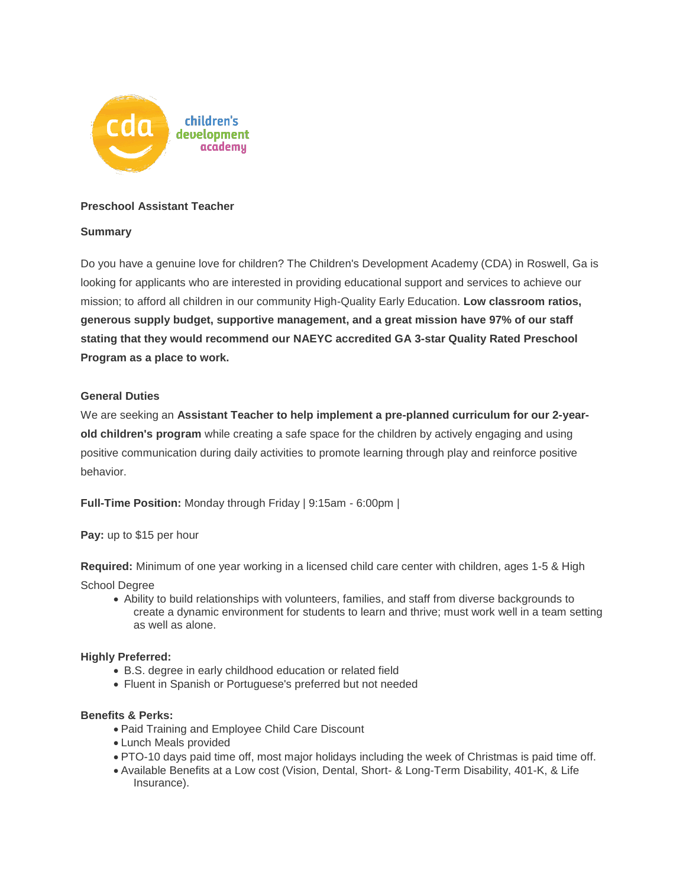cda children's development academy

**Preschool Assistant Teacher**

**Summary**

Do you have a genuine love for children? The Children's Development Academy (CDA) in Roswell, Ga is looking for applicants who are interested in providing educational support and services to achieve our mission; to afford all children in our community High-Quality Early Education. **Low classroom ratios, generous supply budget, supportive management, and a great mission have 97% of our staff stating that they would recommend our NAEYC accredited GA 3-star Quality Rated Preschool Program as a place to work.**

**General Duties**

We are seeking an **Assistant Teacher to help implement a pre-planned curriculum for our 2-year-old children's program** while creating a safe space for the children by actively engaging and using positive communication during daily activities to promote learning through play and reinforce positive behavior.

**Full-Time Position:** Monday through Friday | 9:15am - 6:00pm |

**Pay:** up to $15 per hour

**Required:** Minimum of one year working in a licensed child care center with children, ages 1-5 & High School Degree

- Ability to build relationships with volunteers, families, and staff from diverse backgrounds to create a dynamic environment for students to learn and thrive; must work well in a team setting as well as alone.

**Highly Preferred:**

- B.S. degree in early childhood education or related field
- Fluent in Spanish or Portuguese's preferred but not needed

**Benefits & Perks:**

- Paid Training and Employee Child Care Discount
- Lunch Meals provided
- PTO-10 days paid time off, most major holidays including the week of Christmas is paid time off.
- Available Benefits at a Low cost (Vision, Dental, Short- & Long-Term Disability, 401-K, & Life Insurance).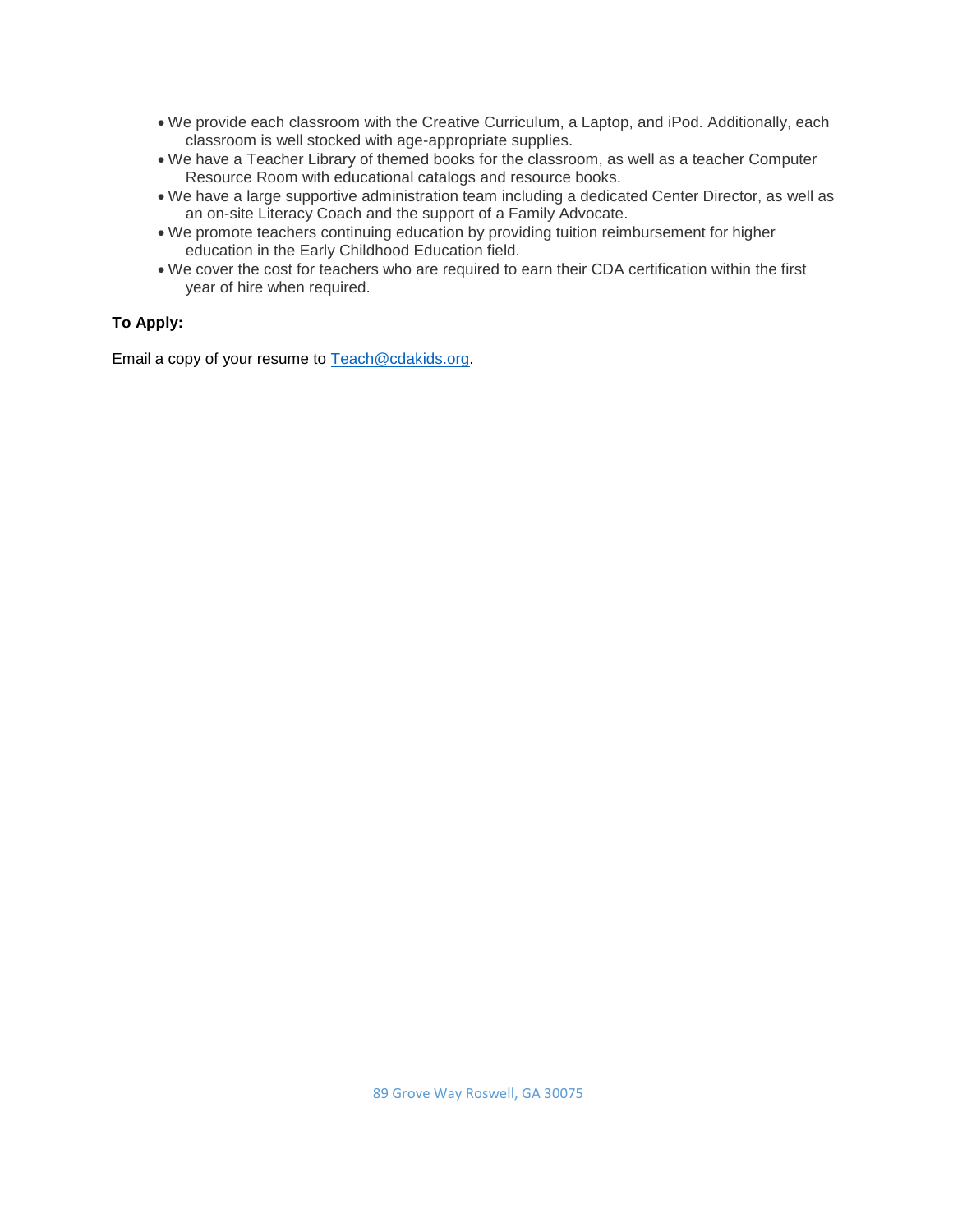- We provide each classroom with the Creative Curriculum, a Laptop, and iPod. Additionally, each classroom is well stocked with age-appropriate supplies.
- We have a Teacher Library of themed books for the classroom, as well as a teacher Computer Resource Room with educational catalogs and resource books.
- We have a large supportive administration team including a dedicated Center Director, as well as an on-site Literacy Coach and the support of a Family Advocate.
- We promote teachers continuing education by providing tuition reimbursement for higher education in the Early Childhood Education field.
- We cover the cost for teachers who are required to earn their CDA certification within the first year of hire when required.

**To Apply:**

Email a copy of your resume to [Teach@cdakids.org](mailto:Teach@cdakids.org).

89 Grove Way Roswell, GA 30075